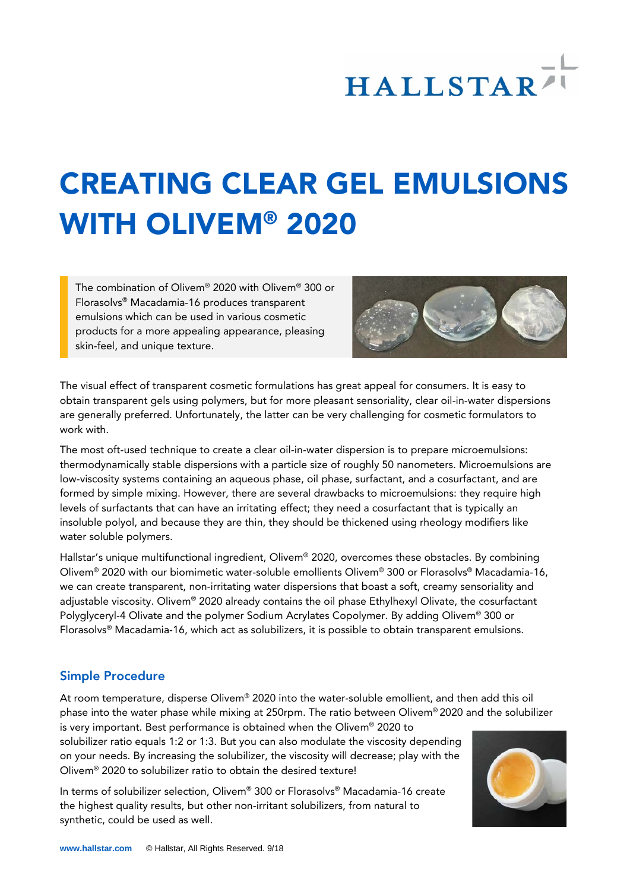# CREATING CLEAR GEL EMULSIONS WITH OLIVEM® 2020

The combination of Olivem® 2020 with Olivem® 300 or Florasolvs® Macadamia-16 produces transparent emulsions which can be used in various cosmetic products for a more appealing appearance, pleasing skin-feel, and unique texture.

The visual effect of transparent cosmetic formulations has great appeal for consumers. It is easy to obtain transparent gels using polymers, but for more pleasant sensoriality, clear oil-in-water dispersions are generally preferred. Unfortunately, the latter can be very challenging for cosmetic formulators to work with.

The most oft-used technique to create a clear oil-in-water dispersion is to prepare microemulsions: thermodynamically stable dispersions with a particle size of roughly 50 nanometers. Microemulsions are low-viscosity systems containing an aqueous phase, oil phase, surfactant, and a cosurfactant, and are formed by simple mixing. However, there are several drawbacks to microemulsions: they require high levels of surfactants that can have an irritating effect; they need a cosurfactant that is typically an insoluble polyol, and because they are thin, they should be thickened using rheology modifiers like water soluble polymers.

Hallstar's unique multifunctional ingredient, Olivem® 2020, overcomes these obstacles. By combining Olivem® 2020 with our biomimetic water-soluble emollients Olivem® 300 or Florasolvs® Macadamia-16, we can create transparent, non-irritating water dispersions that boast a soft, creamy sensoriality and adjustable viscosity. Olivem® 2020 already contains the oil phase Ethylhexyl Olivate, the cosurfactant Polyglyceryl-4 Olivate and the polymer Sodium Acrylates Copolymer. By adding Olivem® 300 or Florasolvs® Macadamia-16, which act as solubilizers, it is possible to obtain transparent emulsions.

## Simple Procedure

At room temperature, disperse Olivem® 2020 into the water-soluble emollient, and then add this oil phase into the water phase while mixing at 250rpm. The ratio between Olivem® 2020 and the solubilizer is very important. Best performance is obtained when the Olivem® 2020 to solubilizer ratio equals 1:2 or 1:3. But you can also modulate the viscosity depending on your needs. By increasing the solubilizer, the viscosity will decrease; play with the Olivem® 2020 to solubilizer ratio to obtain the desired texture!

In terms of solubilizer selection, Olivem® 300 or Florasolvs® Macadamia-16 create the highest quality results, but other non-irritant solubilizers, from natural to synthetic, could be used as well.

www.hallstar.com © Hallstar, All Rights Reserved. 9/18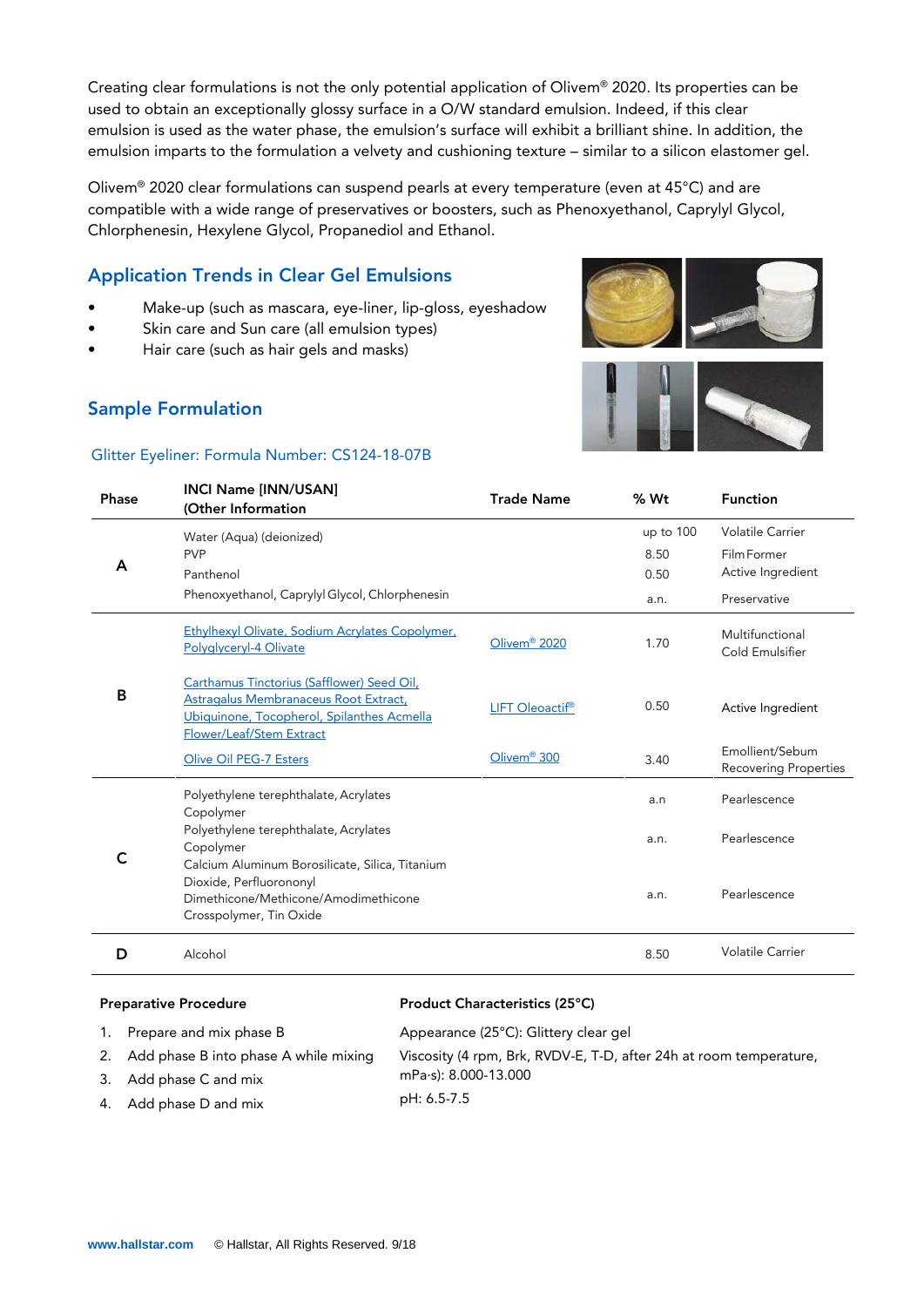Creating clear formulations is not the only potential application of Olivem® 2020. Its properties can be used to obtain an exceptionally glossy surface in a O/W standard emulsion. Indeed, if this clear emulsion is used as the water phase, the emulsion's surface will exhibit a brilliant shine. In addition, the emulsion imparts to the formulation a velvety and cushioning texture – similar to a silicon elastomer gel.

Olivem® 2020 clear formulations can suspend pearls at every temperature (even at 45°C) and are compatible with a wide range of preservatives or boosters, such as Phenoxyethanol, Caprylyl Glycol, Chlorphenesin, Hexylene Glycol, Propanediol and Ethanol.

## Application Trends in Clear Gel Emulsions

- Make-up (such as mascara, eye-liner, lip-gloss, eyeshadow
- Skin care and Sun care (all emulsion types)
- Hair care (such as hair gels and masks)

## Sample Formulation

### Glitter Eyeliner: Formula Number: CS124-18-07B

| Phase | INCI Name [INN/USAN] (Other Information | Trade Name | % Wt | Function |
|---|---|---|---|---|
| A | Water (Aqua) (deionized) | | up to 100 | Volatile Carrier |
| | PVP | | 8.50 | Film Former |
| | Panthenol | | 0.50 | Active Ingredient |
| | Phenoxyethanol, Caprylyl Glycol, Chlorphenesin | | a.n. | Preservative |
| B | Ethylhexyl Olivate, Sodium Acrylates Copolymer, Polyglyceryl-4 Olivate | Olivem® 2020 | 1.70 | Multifunctional Cold Emulsifier |
| | Carthamus Tinctorius (Safflower) Seed Oil, Astragalus Membranaceus Root Extract, Ubiquinone, Tocopherol, Spilanthes Acmella Flower/Leaf/Stem Extract | LIFT Oleoactif® | 0.50 | Active Ingredient |
| | Olive Oil PEG-7 Esters | Olivem® 300 | 3.40 | Emollient/Sebum Recovering Properties |
| C | Polyethylene terephthalate, Acrylates Copolymer | | a.n | Pearlescence |
| | Polyethylene terephthalate, Acrylates Copolymer | | a.n. | Pearlescence |
| | Calcium Aluminum Borosilicate, Silica, Titanium Dioxide, Perfluorononyl Dimethicone/Methicone/Amodimethicone Crosspolymer, Tin Oxide | | a.n. | Pearlescence |
| D | Alcohol | | 8.50 | Volatile Carrier |

**Preparative Procedure**

1. Prepare and mix phase B
2. Add phase B into phase A while mixing
3. Add phase C and mix
4. Add phase D and mix

**Product Characteristics (25°C)**

Appearance (25°C): Glittery clear gel

Viscosity (4 rpm, Brk, RVDV-E, T-D, after 24h at room temperature, mPa·s): 8.000-13.000

pH: 6.5-7.5

www.hallstar.com © Hallstar, All Rights Reserved. 9/18